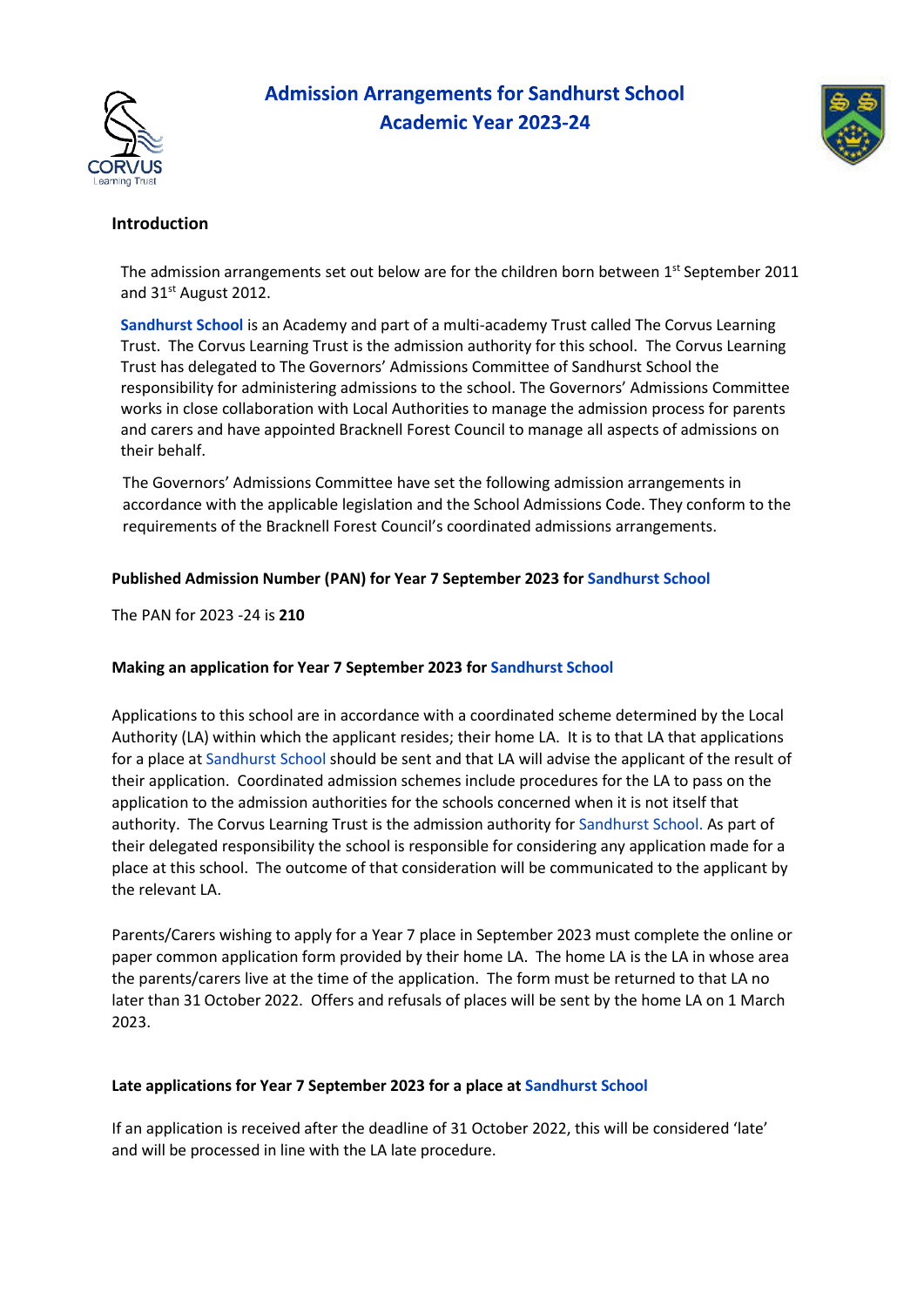# Admission Arrangements for Sandhurst School
# Academic Year 2023-24

## Introduction

The admission arrangements set out below are for the children born between 1st September 2011 and 31st August 2012.

**Sandhurst School** is an Academy and part of a multi-academy Trust called The Corvus Learning Trust. The Corvus Learning Trust is the admission authority for this school. The Corvus Learning Trust has delegated to The Governors' Admissions Committee of Sandhurst School the responsibility for administering admissions to the school. The Governors' Admissions Committee works in close collaboration with Local Authorities to manage the admission process for parents and carers and have appointed Bracknell Forest Council to manage all aspects of admissions on their behalf.

The Governors' Admissions Committee have set the following admission arrangements in accordance with the applicable legislation and the School Admissions Code. They conform to the requirements of the Bracknell Forest Council's coordinated admissions arrangements.

### Published Admission Number (PAN) for Year 7 September 2023 for Sandhurst School

The PAN for 2023 -24 is **210**

### Making an application for Year 7 September 2023 for Sandhurst School

Applications to this school are in accordance with a coordinated scheme determined by the Local Authority (LA) within which the applicant resides; their home LA. It is to that LA that applications for a place at Sandhurst School should be sent and that LA will advise the applicant of the result of their application. Coordinated admission schemes include procedures for the LA to pass on the application to the admission authorities for the schools concerned when it is not itself that authority. The Corvus Learning Trust is the admission authority for Sandhurst School. As part of their delegated responsibility the school is responsible for considering any application made for a place at this school. The outcome of that consideration will be communicated to the applicant by the relevant LA.

Parents/Carers wishing to apply for a Year 7 place in September 2023 must complete the online or paper common application form provided by their home LA. The home LA is the LA in whose area the parents/carers live at the time of the application. The form must be returned to that LA no later than 31 October 2022. Offers and refusals of places will be sent by the home LA on 1 March 2023.

### Late applications for Year 7 September 2023 for a place at Sandhurst School

If an application is received after the deadline of 31 October 2022, this will be considered 'late' and will be processed in line with the LA late procedure.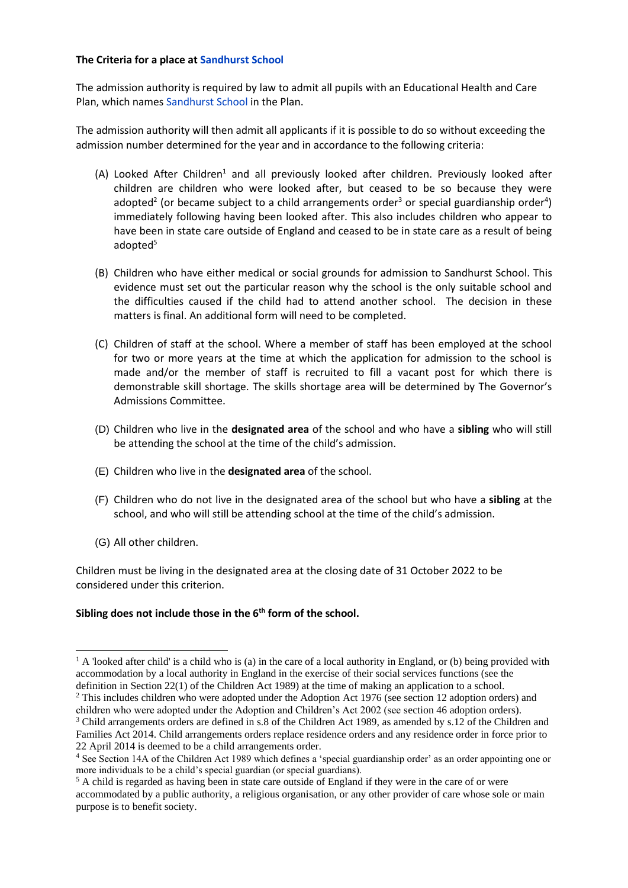**The Criteria for a place at Sandhurst School**

The admission authority is required by law to admit all pupils with an Educational Health and Care Plan, which names Sandhurst School in the Plan.

The admission authority will then admit all applicants if it is possible to do so without exceeding the admission number determined for the year and in accordance to the following criteria:

(A) Looked After Children[1] and all previously looked after children. Previously looked after children are children who were looked after, but ceased to be so because they were adopted[2] (or became subject to a child arrangements order[3] or special guardianship order[4]) immediately following having been looked after. This also includes children who appear to have been in state care outside of England and ceased to be in state care as a result of being adopted[5]

(B) Children who have either medical or social grounds for admission to Sandhurst School. This evidence must set out the particular reason why the school is the only suitable school and the difficulties caused if the child had to attend another school. The decision in these matters is final. An additional form will need to be completed.

(C) Children of staff at the school. Where a member of staff has been employed at the school for two or more years at the time at which the application for admission to the school is made and/or the member of staff is recruited to fill a vacant post for which there is demonstrable skill shortage. The skills shortage area will be determined by The Governor's Admissions Committee.

(D) Children who live in the **designated area** of the school and who have a **sibling** who will still be attending the school at the time of the child's admission.

(E) Children who live in the **designated area** of the school.

(F) Children who do not live in the designated area of the school but who have a **sibling** at the school, and who will still be attending school at the time of the child's admission.

(G) All other children.

Children must be living in the designated area at the closing date of 31 October 2022 to be considered under this criterion.

**Sibling does not include those in the 6th form of the school.**

---

[1] A 'looked after child' is a child who is (a) in the care of a local authority in England, or (b) being provided with accommodation by a local authority in England in the exercise of their social services functions (see the definition in Section 22(1) of the Children Act 1989) at the time of making an application to a school.

[2] This includes children who were adopted under the Adoption Act 1976 (see section 12 adoption orders) and children who were adopted under the Adoption and Children's Act 2002 (see section 46 adoption orders).

[3] Child arrangements orders are defined in s.8 of the Children Act 1989, as amended by s.12 of the Children and Families Act 2014. Child arrangements orders replace residence orders and any residence order in force prior to 22 April 2014 is deemed to be a child arrangements order.

[4] See Section 14A of the Children Act 1989 which defines a 'special guardianship order' as an order appointing one or more individuals to be a child's special guardian (or special guardians).

[5] A child is regarded as having been in state care outside of England if they were in the care of or were accommodated by a public authority, a religious organisation, or any other provider of care whose sole or main purpose is to benefit society.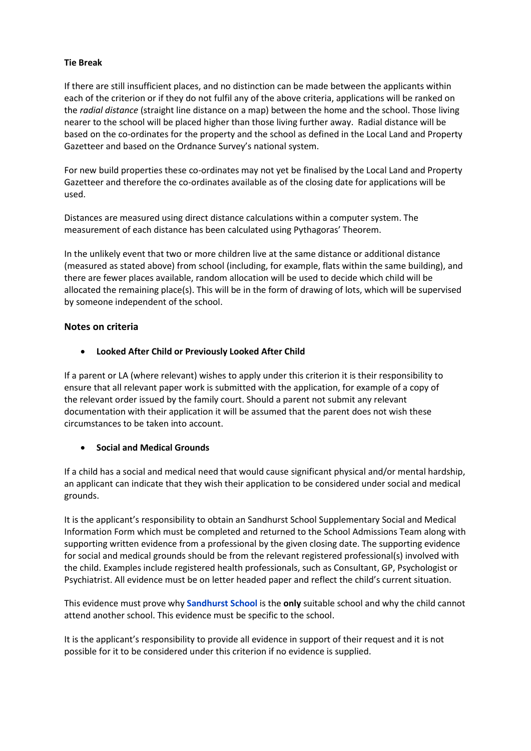**Tie Break**

If there are still insufficient places, and no distinction can be made between the applicants within each of the criterion or if they do not fulfil any of the above criteria, applications will be ranked on the *radial distance* (straight line distance on a map) between the home and the school. Those living nearer to the school will be placed higher than those living further away. Radial distance will be based on the co-ordinates for the property and the school as defined in the Local Land and Property Gazetteer and based on the Ordnance Survey's national system.

For new build properties these co-ordinates may not yet be finalised by the Local Land and Property Gazetteer and therefore the co-ordinates available as of the closing date for applications will be used.

Distances are measured using direct distance calculations within a computer system. The measurement of each distance has been calculated using Pythagoras' Theorem.

In the unlikely event that two or more children live at the same distance or additional distance (measured as stated above) from school (including, for example, flats within the same building), and there are fewer places available, random allocation will be used to decide which child will be allocated the remaining place(s). This will be in the form of drawing of lots, which will be supervised by someone independent of the school.

## Notes on criteria

- **Looked After Child or Previously Looked After Child**

If a parent or LA (where relevant) wishes to apply under this criterion it is their responsibility to ensure that all relevant paper work is submitted with the application, for example of a copy of the relevant order issued by the family court. Should a parent not submit any relevant documentation with their application it will be assumed that the parent does not wish these circumstances to be taken into account.

- **Social and Medical Grounds**

If a child has a social and medical need that would cause significant physical and/or mental hardship, an applicant can indicate that they wish their application to be considered under social and medical grounds.

It is the applicant's responsibility to obtain an Sandhurst School Supplementary Social and Medical Information Form which must be completed and returned to the School Admissions Team along with supporting written evidence from a professional by the given closing date. The supporting evidence for social and medical grounds should be from the relevant registered professional(s) involved with the child. Examples include registered health professionals, such as Consultant, GP, Psychologist or Psychiatrist. All evidence must be on letter headed paper and reflect the child's current situation.

This evidence must prove why **Sandhurst School** is the **only** suitable school and why the child cannot attend another school. This evidence must be specific to the school.

It is the applicant's responsibility to provide all evidence in support of their request and it is not possible for it to be considered under this criterion if no evidence is supplied.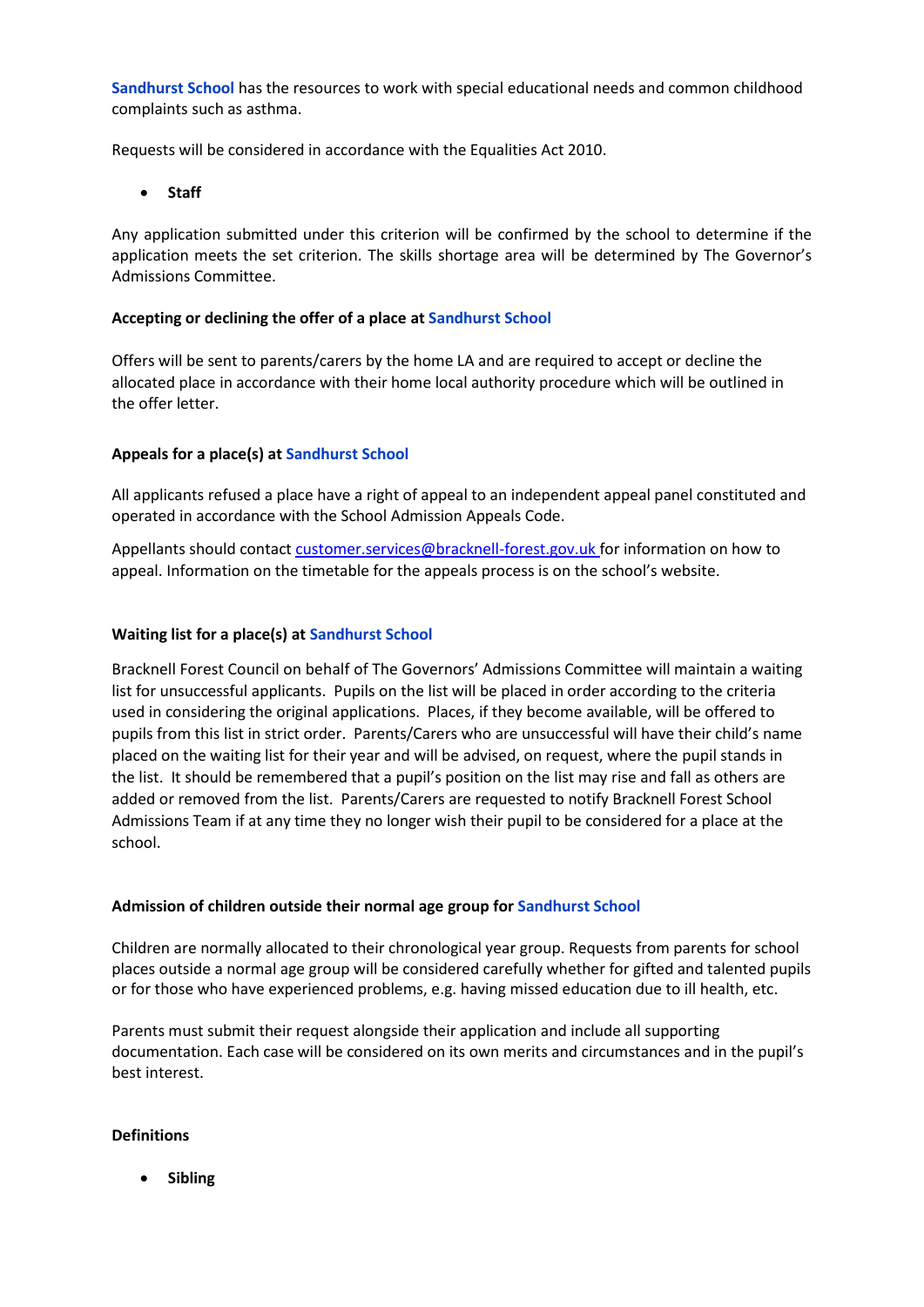**Sandhurst School** has the resources to work with special educational needs and common childhood complaints such as asthma.

Requests will be considered in accordance with the Equalities Act 2010.

- **Staff**

Any application submitted under this criterion will be confirmed by the school to determine if the application meets the set criterion. The skills shortage area will be determined by The Governor's Admissions Committee.

**Accepting or declining the offer of a place at Sandhurst School**

Offers will be sent to parents/carers by the home LA and are required to accept or decline the allocated place in accordance with their home local authority procedure which will be outlined in the offer letter.

**Appeals for a place(s) at Sandhurst School**

All applicants refused a place have a right of appeal to an independent appeal panel constituted and operated in accordance with the School Admission Appeals Code.

Appellants should contact customer.services@bracknell-forest.gov.uk for information on how to appeal. Information on the timetable for the appeals process is on the school's website.

**Waiting list for a place(s) at Sandhurst School**

Bracknell Forest Council on behalf of The Governors' Admissions Committee will maintain a waiting list for unsuccessful applicants. Pupils on the list will be placed in order according to the criteria used in considering the original applications. Places, if they become available, will be offered to pupils from this list in strict order. Parents/Carers who are unsuccessful will have their child's name placed on the waiting list for their year and will be advised, on request, where the pupil stands in the list. It should be remembered that a pupil's position on the list may rise and fall as others are added or removed from the list. Parents/Carers are requested to notify Bracknell Forest School Admissions Team if at any time they no longer wish their pupil to be considered for a place at the school.

**Admission of children outside their normal age group for Sandhurst School**

Children are normally allocated to their chronological year group. Requests from parents for school places outside a normal age group will be considered carefully whether for gifted and talented pupils or for those who have experienced problems, e.g. having missed education due to ill health, etc.

Parents must submit their request alongside their application and include all supporting documentation. Each case will be considered on its own merits and circumstances and in the pupil's best interest.

**Definitions**

- **Sibling**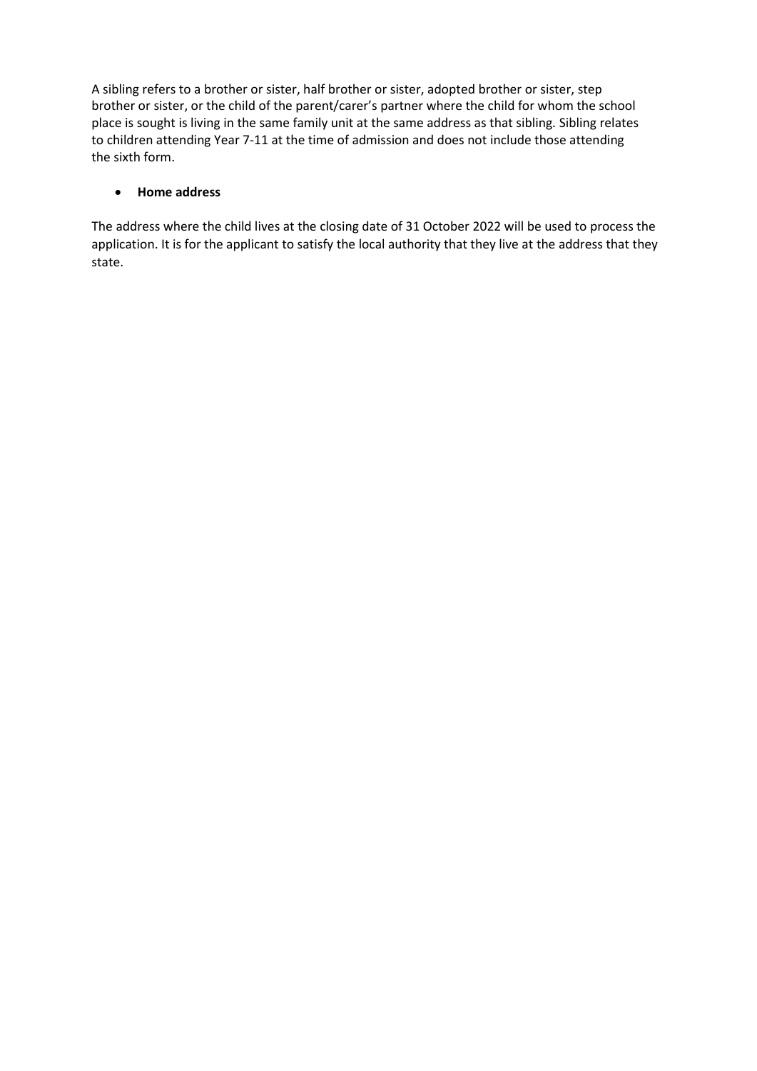A sibling refers to a brother or sister, half brother or sister, adopted brother or sister, step brother or sister, or the child of the parent/carer's partner where the child for whom the school place is sought is living in the same family unit at the same address as that sibling. Sibling relates to children attending Year 7-11 at the time of admission and does not include those attending the sixth form.

- **Home address**

The address where the child lives at the closing date of 31 October 2022 will be used to process the application. It is for the applicant to satisfy the local authority that they live at the address that they state.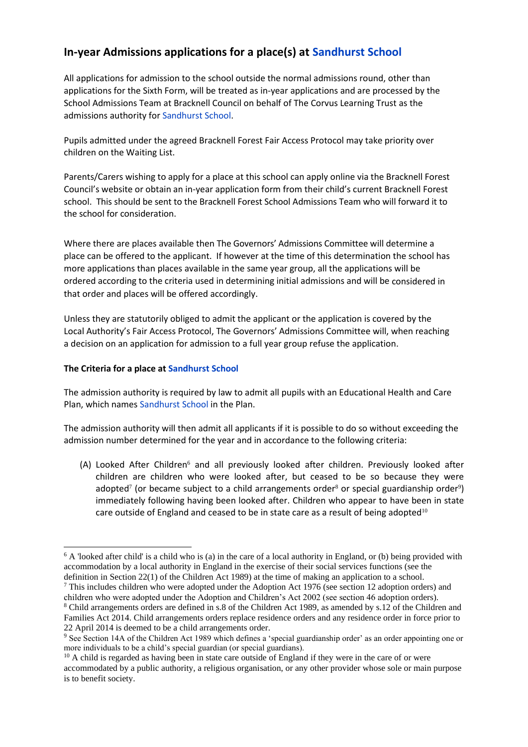## In-year Admissions applications for a place(s) at Sandhurst School

All applications for admission to the school outside the normal admissions round, other than applications for the Sixth Form, will be treated as in-year applications and are processed by the School Admissions Team at Bracknell Council on behalf of The Corvus Learning Trust as the admissions authority for Sandhurst School.

Pupils admitted under the agreed Bracknell Forest Fair Access Protocol may take priority over children on the Waiting List.

Parents/Carers wishing to apply for a place at this school can apply online via the Bracknell Forest Council's website or obtain an in-year application form from their child's current Bracknell Forest school. This should be sent to the Bracknell Forest School Admissions Team who will forward it to the school for consideration.

Where there are places available then The Governors' Admissions Committee will determine a place can be offered to the applicant. If however at the time of this determination the school has more applications than places available in the same year group, all the applications will be ordered according to the criteria used in determining initial admissions and will be considered in that order and places will be offered accordingly.

Unless they are statutorily obliged to admit the applicant or the application is covered by the Local Authority's Fair Access Protocol, The Governors' Admissions Committee will, when reaching a decision on an application for admission to a full year group refuse the application.

**The Criteria for a place at Sandhurst School**

The admission authority is required by law to admit all pupils with an Educational Health and Care Plan, which names Sandhurst School in the Plan.

The admission authority will then admit all applicants if it is possible to do so without exceeding the admission number determined for the year and in accordance to the following criteria:

(A) Looked After Children[6] and all previously looked after children. Previously looked after children are children who were looked after, but ceased to be so because they were adopted[7] (or became subject to a child arrangements order[8] or special guardianship order[9]) immediately following having been looked after. Children who appear to have been in state care outside of England and ceased to be in state care as a result of being adopted[10]

---

[6] A 'looked after child' is a child who is (a) in the care of a local authority in England, or (b) being provided with accommodation by a local authority in England in the exercise of their social services functions (see the definition in Section 22(1) of the Children Act 1989) at the time of making an application to a school.

[7] This includes children who were adopted under the Adoption Act 1976 (see section 12 adoption orders) and children who were adopted under the Adoption and Children's Act 2002 (see section 46 adoption orders).

[8] Child arrangements orders are defined in s.8 of the Children Act 1989, as amended by s.12 of the Children and Families Act 2014. Child arrangements orders replace residence orders and any residence order in force prior to 22 April 2014 is deemed to be a child arrangements order.

[9] See Section 14A of the Children Act 1989 which defines a 'special guardianship order' as an order appointing one or more individuals to be a child's special guardian (or special guardians).

[10] A child is regarded as having been in state care outside of England if they were in the care of or were accommodated by a public authority, a religious organisation, or any other provider whose sole or main purpose is to benefit society.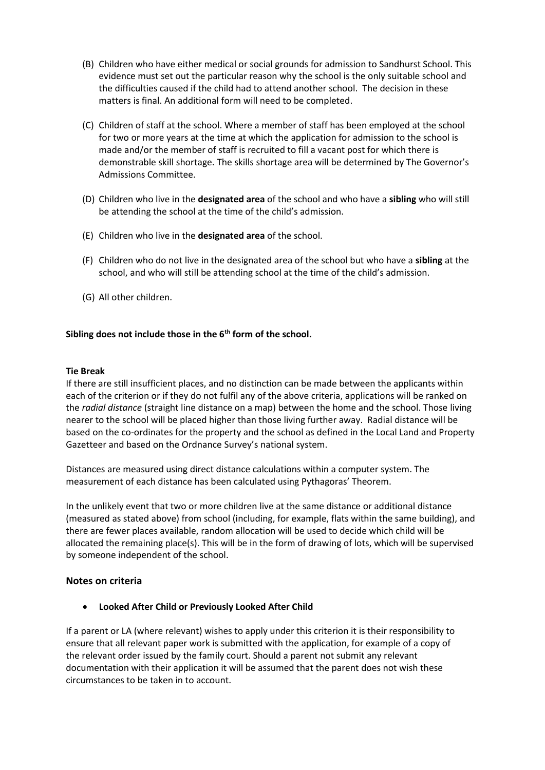(B) Children who have either medical or social grounds for admission to Sandhurst School. This evidence must set out the particular reason why the school is the only suitable school and the difficulties caused if the child had to attend another school. The decision in these matters is final. An additional form will need to be completed.

(C) Children of staff at the school. Where a member of staff has been employed at the school for two or more years at the time at which the application for admission to the school is made and/or the member of staff is recruited to fill a vacant post for which there is demonstrable skill shortage. The skills shortage area will be determined by The Governor's Admissions Committee.

(D) Children who live in the **designated area** of the school and who have a **sibling** who will still be attending the school at the time of the child's admission.

(E) Children who live in the **designated area** of the school.

(F) Children who do not live in the designated area of the school but who have a **sibling** at the school, and who will still be attending school at the time of the child's admission.

(G) All other children.

**Sibling does not include those in the 6th form of the school.**

**Tie Break**

If there are still insufficient places, and no distinction can be made between the applicants within each of the criterion or if they do not fulfil any of the above criteria, applications will be ranked on the *radial distance* (straight line distance on a map) between the home and the school. Those living nearer to the school will be placed higher than those living further away. Radial distance will be based on the co-ordinates for the property and the school as defined in the Local Land and Property Gazetteer and based on the Ordnance Survey's national system.

Distances are measured using direct distance calculations within a computer system. The measurement of each distance has been calculated using Pythagoras' Theorem.

In the unlikely event that two or more children live at the same distance or additional distance (measured as stated above) from school (including, for example, flats within the same building), and there are fewer places available, random allocation will be used to decide which child will be allocated the remaining place(s). This will be in the form of drawing of lots, which will be supervised by someone independent of the school.

## Notes on criteria

- **Looked After Child or Previously Looked After Child**

If a parent or LA (where relevant) wishes to apply under this criterion it is their responsibility to ensure that all relevant paper work is submitted with the application, for example of a copy of the relevant order issued by the family court. Should a parent not submit any relevant documentation with their application it will be assumed that the parent does not wish these circumstances to be taken in to account.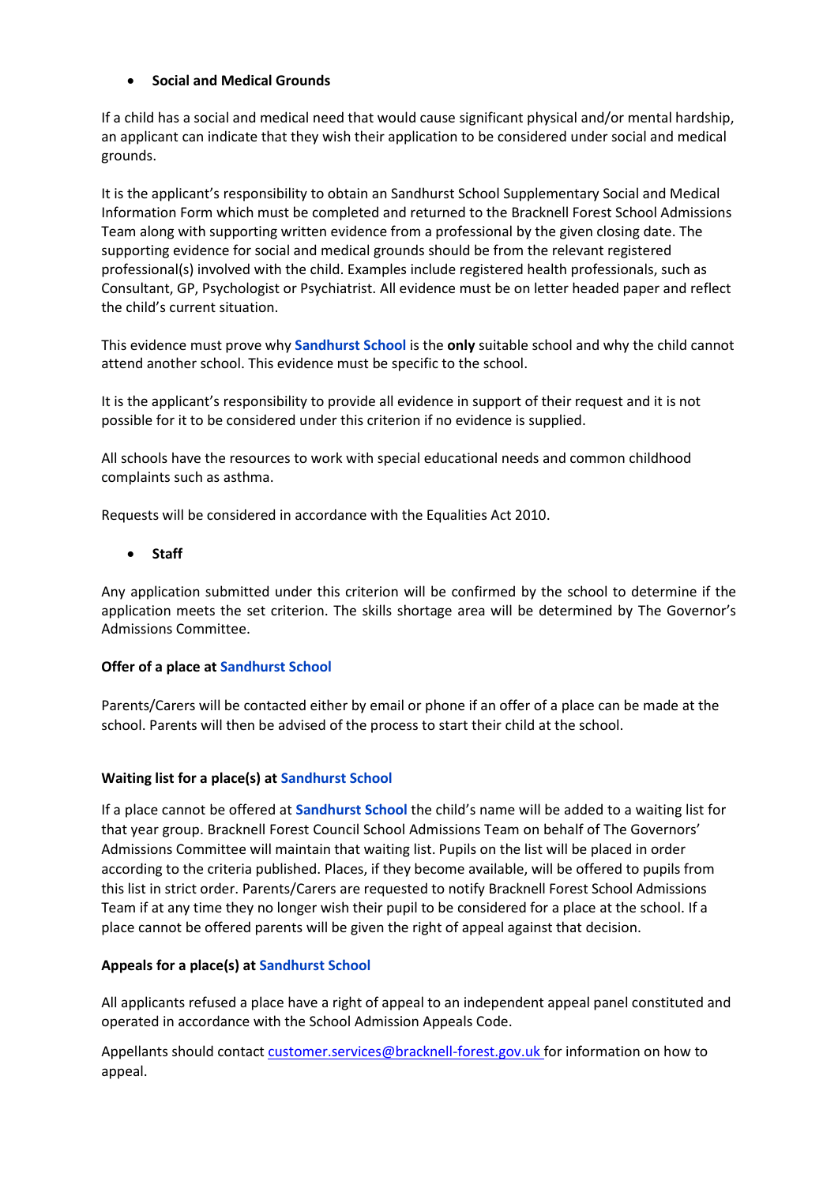- **Social and Medical Grounds**

If a child has a social and medical need that would cause significant physical and/or mental hardship, an applicant can indicate that they wish their application to be considered under social and medical grounds.

It is the applicant's responsibility to obtain an Sandhurst School Supplementary Social and Medical Information Form which must be completed and returned to the Bracknell Forest School Admissions Team along with supporting written evidence from a professional by the given closing date. The supporting evidence for social and medical grounds should be from the relevant registered professional(s) involved with the child. Examples include registered health professionals, such as Consultant, GP, Psychologist or Psychiatrist. All evidence must be on letter headed paper and reflect the child's current situation.

This evidence must prove why **Sandhurst School** is the **only** suitable school and why the child cannot attend another school. This evidence must be specific to the school.

It is the applicant's responsibility to provide all evidence in support of their request and it is not possible for it to be considered under this criterion if no evidence is supplied.

All schools have the resources to work with special educational needs and common childhood complaints such as asthma.

Requests will be considered in accordance with the Equalities Act 2010.

- **Staff**

Any application submitted under this criterion will be confirmed by the school to determine if the application meets the set criterion. The skills shortage area will be determined by The Governor's Admissions Committee.

**Offer of a place at Sandhurst School**

Parents/Carers will be contacted either by email or phone if an offer of a place can be made at the school. Parents will then be advised of the process to start their child at the school.

**Waiting list for a place(s) at Sandhurst School**

If a place cannot be offered at **Sandhurst School** the child's name will be added to a waiting list for that year group. Bracknell Forest Council School Admissions Team on behalf of The Governors' Admissions Committee will maintain that waiting list. Pupils on the list will be placed in order according to the criteria published. Places, if they become available, will be offered to pupils from this list in strict order. Parents/Carers are requested to notify Bracknell Forest School Admissions Team if at any time they no longer wish their pupil to be considered for a place at the school. If a place cannot be offered parents will be given the right of appeal against that decision.

**Appeals for a place(s) at Sandhurst School**

All applicants refused a place have a right of appeal to an independent appeal panel constituted and operated in accordance with the School Admission Appeals Code.

Appellants should contact customer.services@bracknell-forest.gov.uk for information on how to appeal.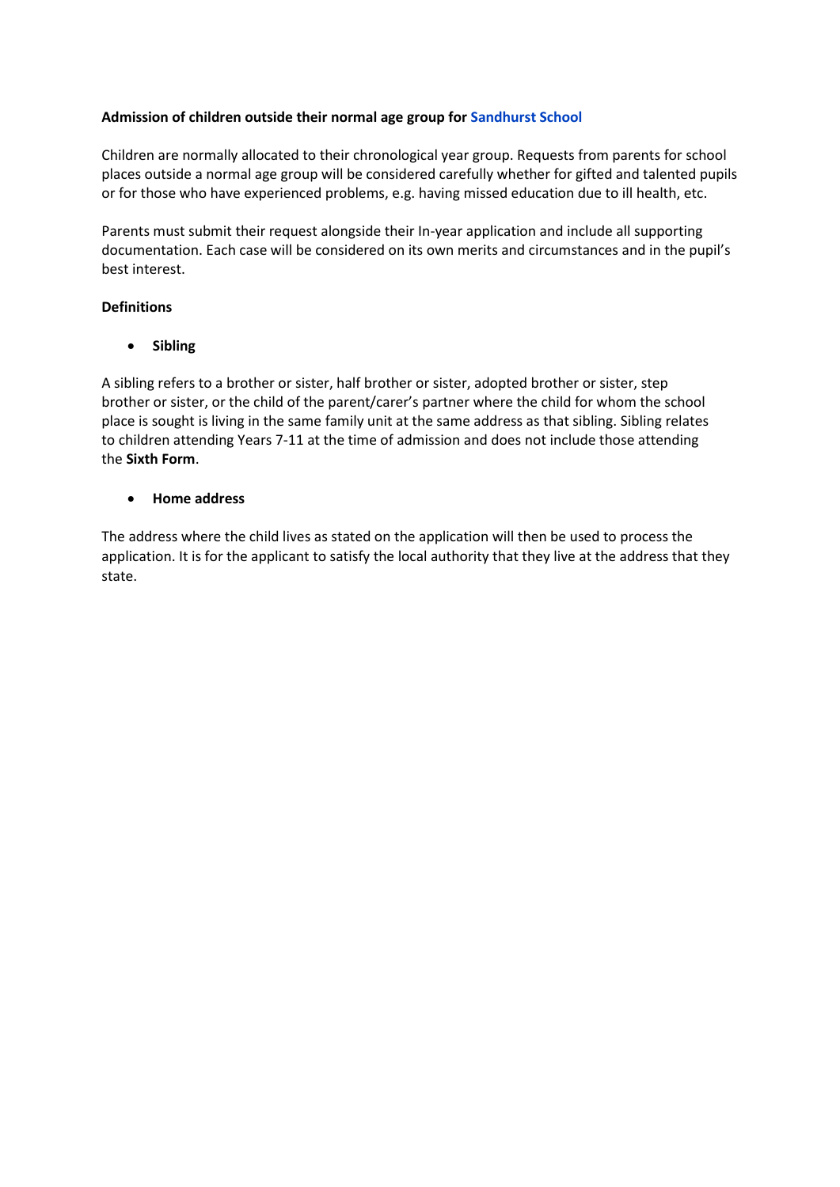**Admission of children outside their normal age group for Sandhurst School**

Children are normally allocated to their chronological year group. Requests from parents for school places outside a normal age group will be considered carefully whether for gifted and talented pupils or for those who have experienced problems, e.g. having missed education due to ill health, etc.

Parents must submit their request alongside their In-year application and include all supporting documentation. Each case will be considered on its own merits and circumstances and in the pupil's best interest.

**Definitions**

- **Sibling**

A sibling refers to a brother or sister, half brother or sister, adopted brother or sister, step brother or sister, or the child of the parent/carer's partner where the child for whom the school place is sought is living in the same family unit at the same address as that sibling. Sibling relates to children attending Years 7-11 at the time of admission and does not include those attending the **Sixth Form**.

- **Home address**

The address where the child lives as stated on the application will then be used to process the application. It is for the applicant to satisfy the local authority that they live at the address that they state.